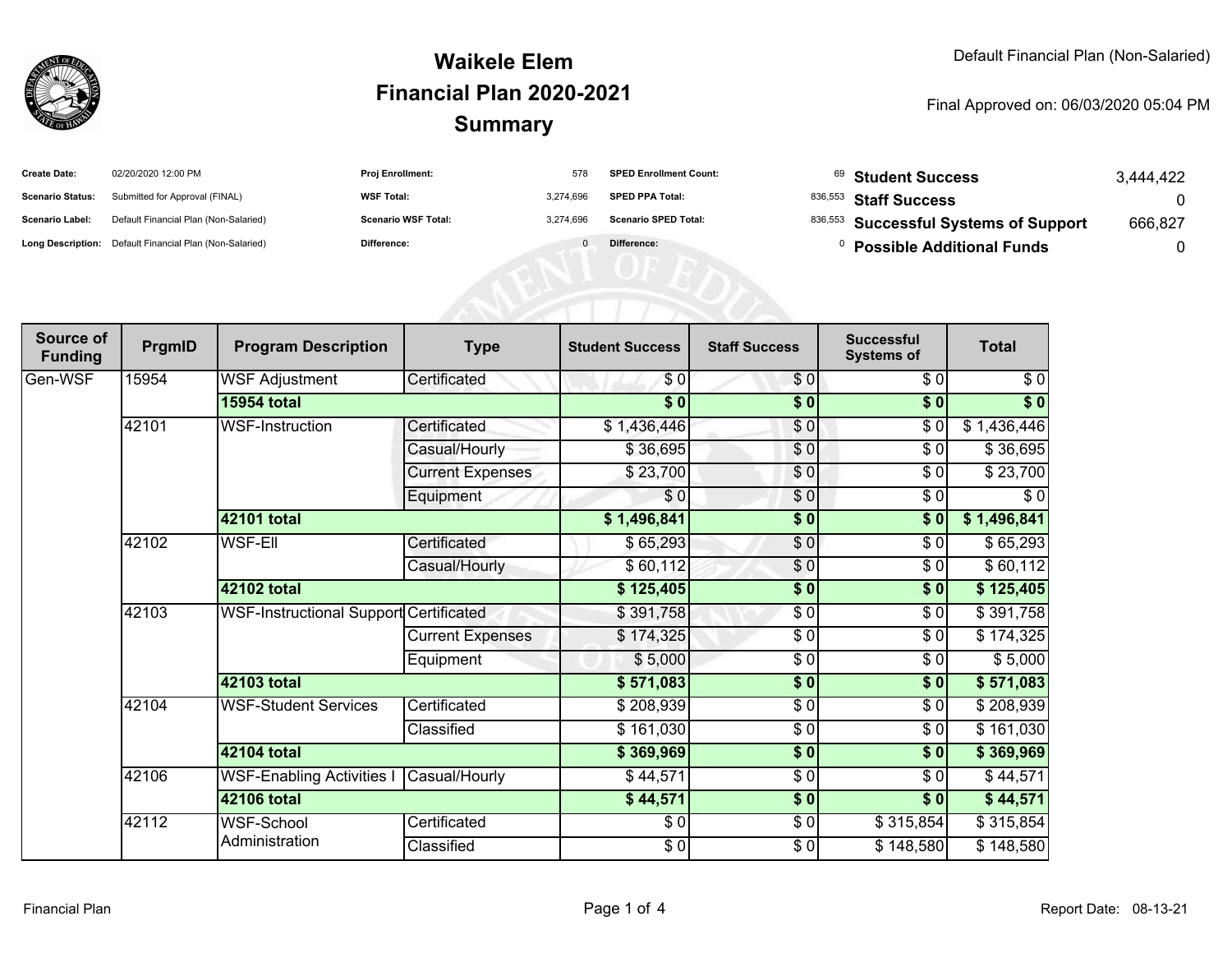# Waikele Elem
# Financial Plan 2020-2021
# Summary

Default Financial Plan (Non-Salaried)

Final Approved on: 06/03/2020 05:04 PM

| | | | | | | | |
|---|---|---|---|---|---|---|---|
| **Create Date:** | 02/20/2020 12:00 PM | **Proj Enrollment:** | 578 | **SPED Enrollment Count:** | 69 | **Student Success** | 3,444,422 |
| **Scenario Status:** | Submitted for Approval (FINAL) | **WSF Total:** | 3,274,696 | **SPED PPA Total:** | 836,553 | **Staff Success** | 0 |
| **Scenario Label:** | Default Financial Plan (Non-Salaried) | **Scenario WSF Total:** | 3,274,696 | **Scenario SPED Total:** | 836,553 | **Successful Systems of Support** | 666,827 |
| **Long Description:** | Default Financial Plan (Non-Salaried) | **Difference:** | 0 | **Difference:** | 0 | **Possible Additional Funds** | 0 |

| Source of Funding | PrgmID | Program Description | Type | Student Success | Staff Success | Successful Systems of | Total |
|---|---|---|---|---|---|---|---|
| Gen-WSF | 15954 | WSF Adjustment | Certificated | $ 0 | $ 0 | $ 0 | $ 0 |
| | | **15954 total** | | **$ 0** | **$ 0** | **$ 0** | **$ 0** |
| | 42101 | WSF-Instruction | Certificated | $ 1,436,446 | $ 0 | $ 0 | $ 1,436,446 |
| | | | Casual/Hourly | $ 36,695 | $ 0 | $ 0 | $ 36,695 |
| | | | Current Expenses | $ 23,700 | $ 0 | $ 0 | $ 23,700 |
| | | | Equipment | $ 0 | $ 0 | $ 0 | $ 0 |
| | | **42101 total** | | **$ 1,496,841** | **$ 0** | **$ 0** | **$ 1,496,841** |
| | 42102 | WSF-Ell | Certificated | $ 65,293 | $ 0 | $ 0 | $ 65,293 |
| | | | Casual/Hourly | $ 60,112 | $ 0 | $ 0 | $ 60,112 |
| | | **42102 total** | | **$ 125,405** | **$ 0** | **$ 0** | **$ 125,405** |
| | 42103 | WSF-Instructional Support | Certificated | $ 391,758 | $ 0 | $ 0 | $ 391,758 |
| | | | Current Expenses | $ 174,325 | $ 0 | $ 0 | $ 174,325 |
| | | | Equipment | $ 5,000 | $ 0 | $ 0 | $ 5,000 |
| | | **42103 total** | | **$ 571,083** | **$ 0** | **$ 0** | **$ 571,083** |
| | 42104 | WSF-Student Services | Certificated | $ 208,939 | $ 0 | $ 0 | $ 208,939 |
| | | | Classified | $ 161,030 | $ 0 | $ 0 | $ 161,030 |
| | | **42104 total** | | **$ 369,969** | **$ 0** | **$ 0** | **$ 369,969** |
| | 42106 | WSF-Enabling Activities I | Casual/Hourly | $ 44,571 | $ 0 | $ 0 | $ 44,571 |
| | | **42106 total** | | **$ 44,571** | **$ 0** | **$ 0** | **$ 44,571** |
| | 42112 | WSF-School Administration | Certificated | $ 0 | $ 0 | $ 315,854 | $ 315,854 |
| | | | Classified | $ 0 | $ 0 | $ 148,580 | $ 148,580 |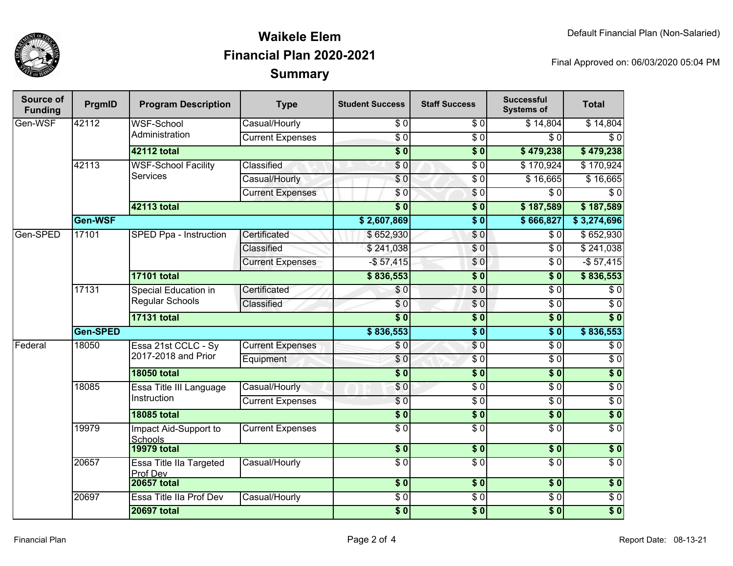# Waikele Elem
## Financial Plan 2020-2021
## Summary

Default Financial Plan (Non-Salaried)

Final Approved on: 06/03/2020 05:04 PM

| Source of Funding | PrgmID | Program Description | Type | Student Success | Staff Success | Successful Systems of | Total |
|---|---|---|---|---|---|---|---|
| Gen-WSF | 42112 | WSF-School Administration | Casual/Hourly | $ 0 | $ 0 | $ 14,804 | $ 14,804 |
| | | | Current Expenses | $ 0 | $ 0 | $ 0 | $ 0 |
| | | **42112 total** | | **$ 0** | **$ 0** | **$ 479,238** | **$ 479,238** |
| | 42113 | WSF-School Facility Services | Classified | $ 0 | $ 0 | $ 170,924 | $ 170,924 |
| | | | Casual/Hourly | $ 0 | $ 0 | $ 16,665 | $ 16,665 |
| | | | Current Expenses | $ 0 | $ 0 | $ 0 | $ 0 |
| | | **42113 total** | | **$ 0** | **$ 0** | **$ 187,589** | **$ 187,589** |
| | **Gen-WSF** | | | **$ 2,607,869** | **$ 0** | **$ 666,827** | **$ 3,274,696** |
| Gen-SPED | 17101 | SPED Ppa - Instruction | Certificated | $ 652,930 | $ 0 | $ 0 | $ 652,930 |
| | | | Classified | $ 241,038 | $ 0 | $ 0 | $ 241,038 |
| | | | Current Expenses | -$ 57,415 | $ 0 | $ 0 | -$ 57,415 |
| | | **17101 total** | | **$ 836,553** | **$ 0** | **$ 0** | **$ 836,553** |
| | 17131 | Special Education in Regular Schools | Certificated | $ 0 | $ 0 | $ 0 | $ 0 |
| | | | Classified | $ 0 | $ 0 | $ 0 | $ 0 |
| | | **17131 total** | | **$ 0** | **$ 0** | **$ 0** | **$ 0** |
| | **Gen-SPED** | | | **$ 836,553** | **$ 0** | **$ 0** | **$ 836,553** |
| Federal | 18050 | Essa 21st CCLC - Sy 2017-2018 and Prior | Current Expenses | $ 0 | $ 0 | $ 0 | $ 0 |
| | | | Equipment | $ 0 | $ 0 | $ 0 | $ 0 |
| | | **18050 total** | | **$ 0** | **$ 0** | **$ 0** | **$ 0** |
| | 18085 | Essa Title III Language Instruction | Casual/Hourly | $ 0 | $ 0 | $ 0 | $ 0 |
| | | | Current Expenses | $ 0 | $ 0 | $ 0 | $ 0 |
| | | **18085 total** | | **$ 0** | **$ 0** | **$ 0** | **$ 0** |
| | 19979 | Impact Aid-Support to Schools | Current Expenses | $ 0 | $ 0 | $ 0 | $ 0 |
| | | **19979 total** | | **$ 0** | **$ 0** | **$ 0** | **$ 0** |
| | 20657 | Essa Title IIa Targeted Prof Dev | Casual/Hourly | $ 0 | $ 0 | $ 0 | $ 0 |
| | | **20657 total** | | **$ 0** | **$ 0** | **$ 0** | **$ 0** |
| | 20697 | Essa Title IIa Prof Dev | Casual/Hourly | $ 0 | $ 0 | $ 0 | $ 0 |
| | | **20697 total** | | **$ 0** | **$ 0** | **$ 0** | **$ 0** |

Financial Plan

Report Date: 08-13-21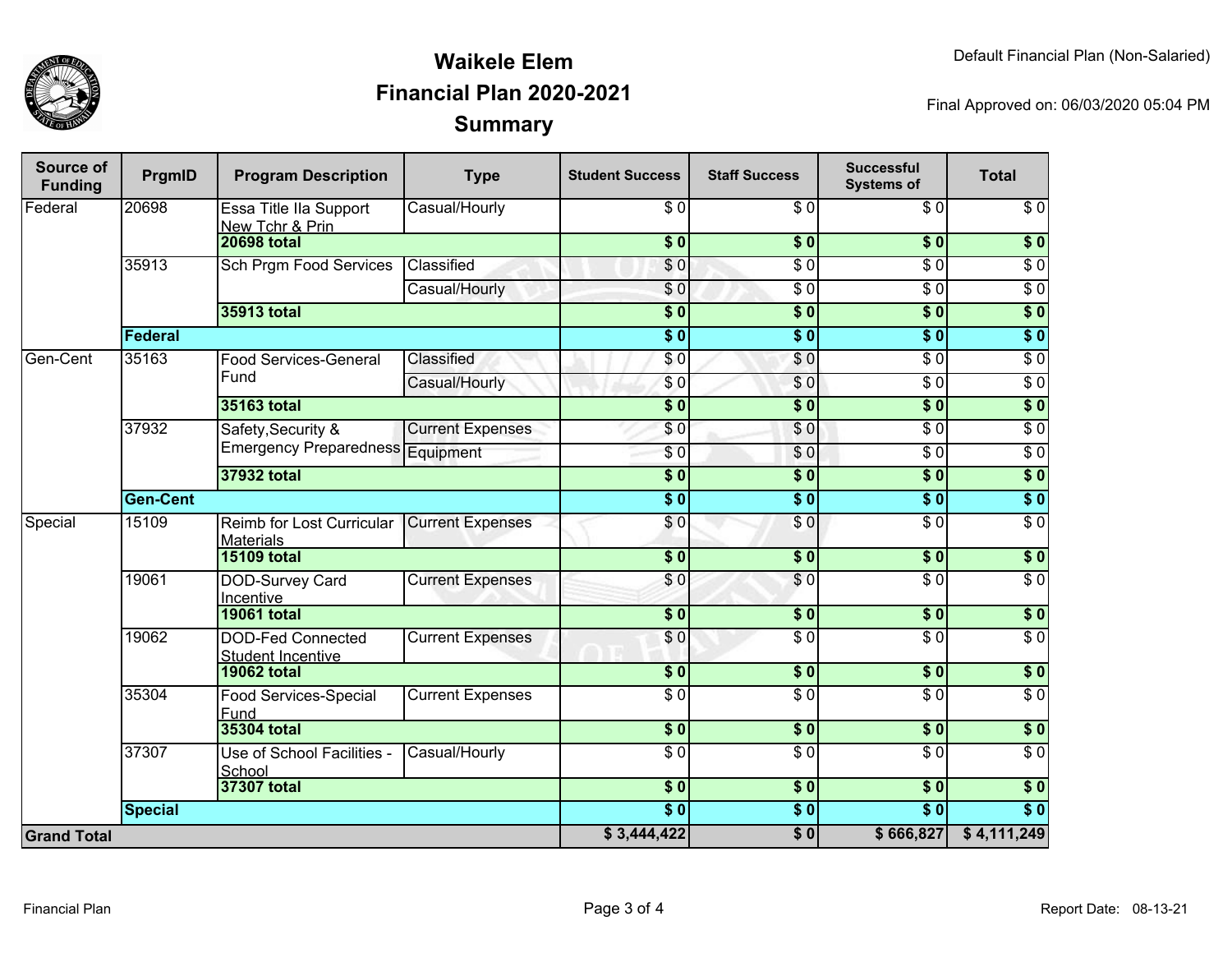# Waikele Elem
## Financial Plan 2020-2021
## Summary

Default Financial Plan (Non-Salaried)

Final Approved on: 06/03/2020 05:04 PM

| Source of Funding | PrgmID | Program Description | Type | Student Success | Staff Success | Successful Systems of | Total |
|---|---|---|---|---|---|---|---|
| Federal | 20698 | Essa Title IIa Support New Tchr & Prin | Casual/Hourly | $ 0 | $ 0 | $ 0 | $ 0 |
| | | **20698 total** | | **$ 0** | **$ 0** | **$ 0** | **$ 0** |
| | 35913 | Sch Prgm Food Services | Classified | $ 0 | $ 0 | $ 0 | $ 0 |
| | | | Casual/Hourly | $ 0 | $ 0 | $ 0 | $ 0 |
| | | **35913 total** | | **$ 0** | **$ 0** | **$ 0** | **$ 0** |
| | **Federal** | | | **$ 0** | **$ 0** | **$ 0** | **$ 0** |
| Gen-Cent | 35163 | Food Services-General Fund | Classified | $ 0 | $ 0 | $ 0 | $ 0 |
| | | | Casual/Hourly | $ 0 | $ 0 | $ 0 | $ 0 |
| | | **35163 total** | | **$ 0** | **$ 0** | **$ 0** | **$ 0** |
| | 37932 | Safety,Security & Emergency Preparedness | Current Expenses | $ 0 | $ 0 | $ 0 | $ 0 |
| | | | Equipment | $ 0 | $ 0 | $ 0 | $ 0 |
| | | **37932 total** | | **$ 0** | **$ 0** | **$ 0** | **$ 0** |
| | **Gen-Cent** | | | **$ 0** | **$ 0** | **$ 0** | **$ 0** |
| Special | 15109 | Reimb for Lost Curricular Materials | Current Expenses | $ 0 | $ 0 | $ 0 | $ 0 |
| | | **15109 total** | | **$ 0** | **$ 0** | **$ 0** | **$ 0** |
| | 19061 | DOD-Survey Card Incentive | Current Expenses | $ 0 | $ 0 | $ 0 | $ 0 |
| | | **19061 total** | | **$ 0** | **$ 0** | **$ 0** | **$ 0** |
| | 19062 | DOD-Fed Connected Student Incentive | Current Expenses | $ 0 | $ 0 | $ 0 | $ 0 |
| | | **19062 total** | | **$ 0** | **$ 0** | **$ 0** | **$ 0** |
| | 35304 | Food Services-Special Fund | Current Expenses | $ 0 | $ 0 | $ 0 | $ 0 |
| | | **35304 total** | | **$ 0** | **$ 0** | **$ 0** | **$ 0** |
| | 37307 | Use of School Facilities - School | Casual/Hourly | $ 0 | $ 0 | $ 0 | $ 0 |
| | | **37307 total** | | **$ 0** | **$ 0** | **$ 0** | **$ 0** |
| | **Special** | | | **$ 0** | **$ 0** | **$ 0** | **$ 0** |
| **Grand Total** | | | | **$ 3,444,422** | **$ 0** | **$ 666,827** | **$ 4,111,249** |

Financial Plan

Report Date: 08-13-21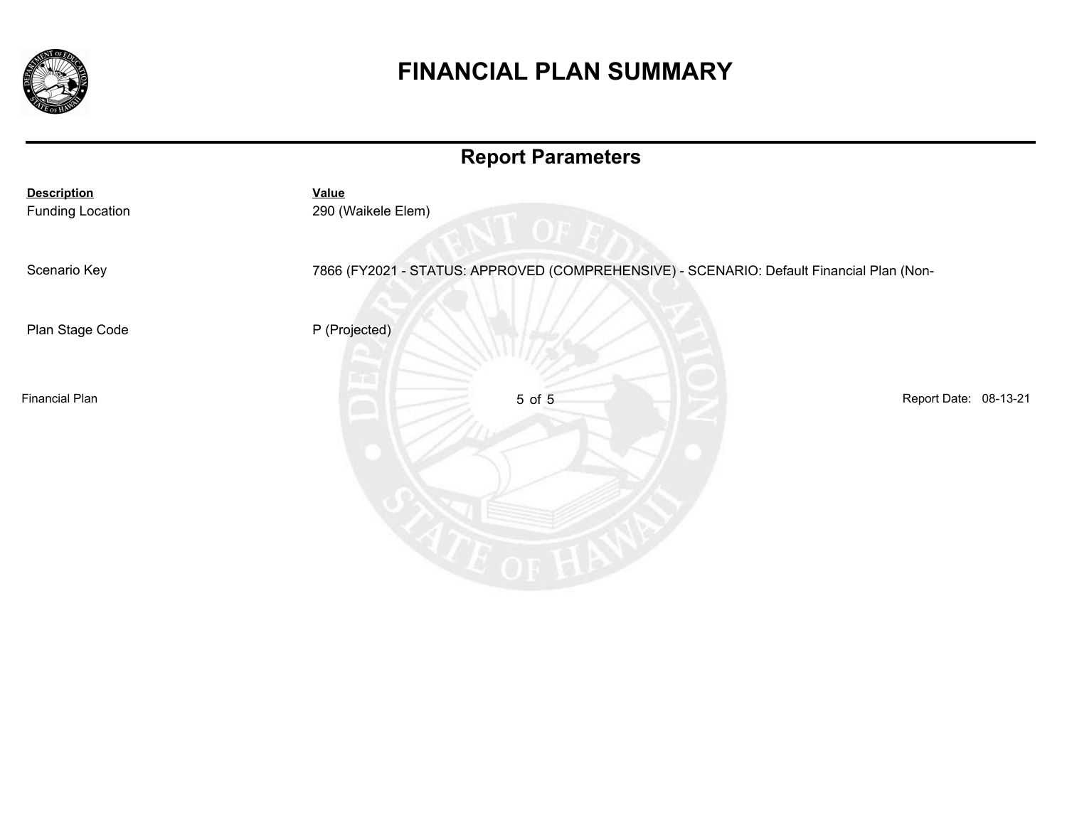# FINANCIAL PLAN SUMMARY

## Report Parameters

| Description | Value |
| --- | --- |
| Funding Location | 290 (Waikele Elem) |
| Scenario Key | 7866 (FY2021 - STATUS: APPROVED (COMPREHENSIVE) - SCENARIO: Default Financial Plan (Non- |
| Plan Stage Code | P (Projected) |

Financial Plan

Report Date: 08-13-21